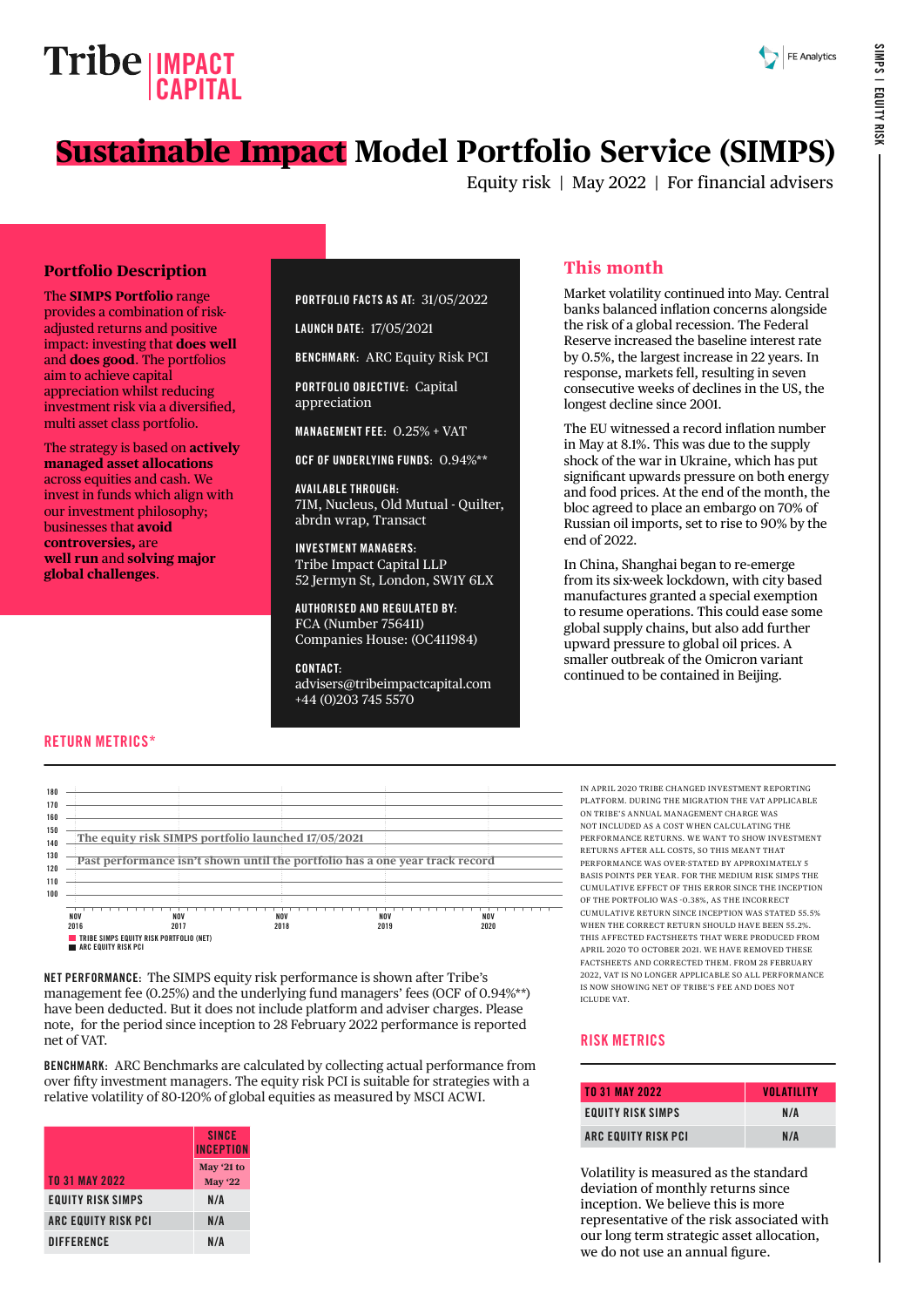Tribe IMPACT CAPITAL

FE Analytics

# Sustainable Impact Model Portfolio Service (SIMPS)

Equity risk | May 2022 | For financial advisers

## Portfolio Description

The **SIMPS Portfolio** range provides a combination of risk-adjusted returns and positive impact: investing that **does well** and **does good**. The portfolios aim to achieve capital appreciation whilst reducing investment risk via a diversified, multi asset class portfolio.

The strategy is based on **actively managed asset allocations** across equities and cash. We invest in funds which align with our investment philosophy; businesses that **avoid controversies,** are **well run** and **solving major global challenges**.

**PORTFOLIO FACTS AS AT:** 31/05/2022

**LAUNCH DATE:** 17/05/2021

**BENCHMARK:** ARC Equity Risk PCI

**PORTFOLIO OBJECTIVE:** Capital appreciation

**MANAGEMENT FEE:** 0.25% + VAT

**OCF OF UNDERLYING FUNDS:** 0.94%**

**AVAILABLE THROUGH:**
7IM, Nucleus, Old Mutual - Quilter, abrdn wrap, Transact

**INVESTMENT MANAGERS:**
Tribe Impact Capital LLP
52 Jermyn St, London, SW1Y 6LX

**AUTHORISED AND REGULATED BY:**
FCA (Number 756411)
Companies House: (OC411984)

**CONTACT:**
advisers@tribeimpactcapital.com
+44 (0)203 745 5570

## This month

Market volatility continued into May. Central banks balanced inflation concerns alongside the risk of a global recession. The Federal Reserve increased the baseline interest rate by 0.5%, the largest increase in 22 years. In response, markets fell, resulting in seven consecutive weeks of declines in the US, the longest decline since 2001.

The EU witnessed a record inflation number in May at 8.1%. This was due to the supply shock of the war in Ukraine, which has put significant upwards pressure on both energy and food prices. At the end of the month, the bloc agreed to place an embargo on 70% of Russian oil imports, set to rise to 90% by the end of 2022.

In China, Shanghai began to re-emerge from its six-week lockdown, with city based manufactures granted a special exemption to resume operations. This could ease some global supply chains, but also add further upward pressure to global oil prices. A smaller outbreak of the Omicron variant continued to be contained in Beijing.

## RETURN METRICS*

The equity risk SIMPS portfolio launched 17/05/2021

Past performance isn't shown until the portfolio has a one year track record

■ TRIBE SIMPS EQUITY RISK PORTFOLIO (NET)
■ ARC EQUITY RISK PCI

IN APRIL 2020 TRIBE CHANGED INVESTMENT REPORTING PLATFORM. DURING THE MIGRATION THE VAT APPLICABLE ON TRIBE'S ANNUAL MANAGEMENT CHARGE WAS NOT INCLUDED AS A COST WHEN CALCULATING THE PERFORMANCE RETURNS. WE WANT TO SHOW INVESTMENT RETURNS AFTER ALL COSTS, SO THIS MEANT THAT PERFORMANCE WAS OVER-STATED BY APPROXIMATELY 5 BASIS POINTS PER YEAR. FOR THE MEDIUM RISK SIMPS THE CUMULATIVE EFFECT OF THIS ERROR SINCE THE INCEPTION OF THE PORTFOLIO WAS -0.38%, AS THE INCORRECT CUMULATIVE RETURN SINCE INCEPTION WAS STATED 55.5% WHEN THE CORRECT RETURN SHOULD HAVE BEEN 55.2%. THIS AFFECTED FACTSHEETS THAT WERE PRODUCED FROM APRIL 2020 TO OCTOBER 2021. WE HAVE REMOVED THESE FACTSHEETS AND CORRECTED THEM. FROM 28 FEBRUARY 2022, VAT IS NO LONGER APPLICABLE SO ALL PERFORMANCE IS NOW SHOWING NET OF TRIBE'S FEE AND DOES NOT ICLUDE VAT.

**NET PERFORMANCE:** The SIMPS equity risk performance is shown after Tribe's management fee (0.25%) and the underlying fund managers' fees (OCF of 0.94%**) have been deducted. But it does not include platform and adviser charges. Please note, for the period since inception to 28 February 2022 performance is reported net of VAT.

**BENCHMARK:** ARC Benchmarks are calculated by collecting actual performance from over fifty investment managers. The equity risk PCI is suitable for strategies with a relative volatility of 80-120% of global equities as measured by MSCI ACWI.

| TO 31 MAY 2022 | SINCE INCEPTION May '21 to May '22 |
|---|---|
| EQUITY RISK SIMPS | N/A |
| ARC EQUITY RISK PCI | N/A |
| DIFFERENCE | N/A |

## RISK METRICS

| TO 31 MAY 2022 | VOLATILITY |
|---|---|
| EQUITY RISK SIMPS | N/A |
| ARC EQUITY RISK PCI | N/A |

Volatility is measured as the standard deviation of monthly returns since inception. We believe this is more representative of the risk associated with our long term strategic asset allocation, we do not use an annual figure.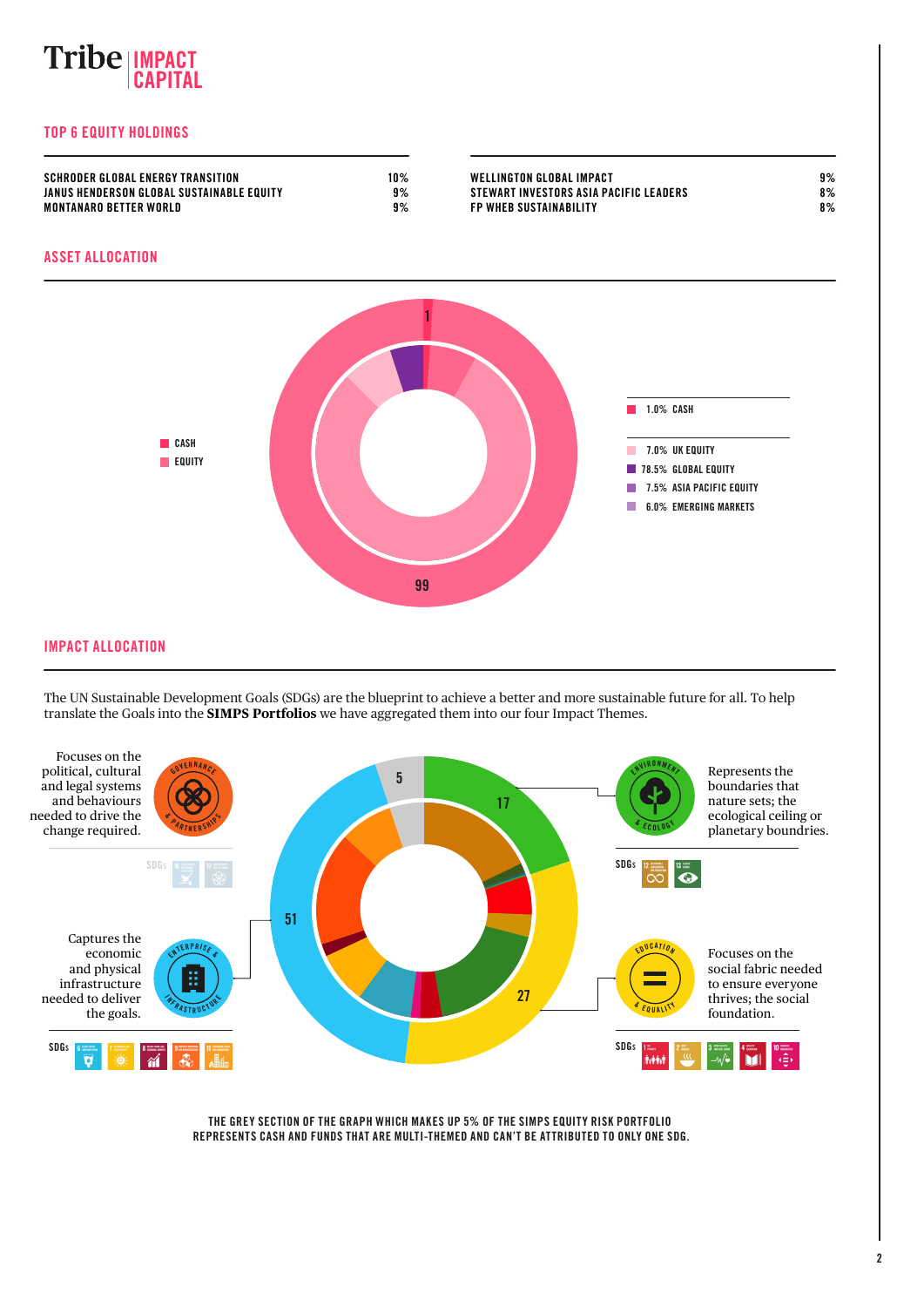## TOP 6 EQUITY HOLDINGS

| Holding | % | Holding | % |
|---|---|---|---|
| SCHRODER GLOBAL ENERGY TRANSITION | 10% | WELLINGTON GLOBAL IMPACT | 9% |
| JANUS HENDERSON GLOBAL SUSTAINABLE EQUITY | 9% | STEWART INVESTORS ASIA PACIFIC LEADERS | 8% |
| MONTANARO BETTER WORLD | 9% | FP WHEB SUSTAINABILITY | 8% |

## ASSET ALLOCATION

- CASH
- EQUITY

1

99

- 1.0% CASH
- 7.0% UK EQUITY
- 78.5% GLOBAL EQUITY
- 7.5% ASIA PACIFIC EQUITY
- 6.0% EMERGING MARKETS

## IMPACT ALLOCATION

The UN Sustainable Development Goals (SDGs) are the blueprint to achieve a better and more sustainable future for all. To help translate the Goals into the **SIMPS Portfolios** we have aggregated them into our four Impact Themes.

**GOVERNANCE & PARTNERSHIPS** — Focuses on the political, cultural and legal systems and behaviours needed to drive the change required. SDGs: 16, 17

**ENVIRONMENT & ECOLOGY** — Represents the boundaries that nature sets; the ecological ceiling or planetary boundries. SDGs: 12, 13

**ENTERPRISE & INFRASTRUCTURE** — Captures the economic and physical infrastructure needed to deliver the goals. SDGs: 6, 7, 8, 9, 11

**EDUCATION & EQUALITY** — Focuses on the social fabric needed to ensure everyone thrives; the social foundation. SDGs: 1, 2, 3, 4, 10

5

17

51

27

THE GREY SECTION OF THE GRAPH WHICH MAKES UP 5% OF THE SIMPS EQUITY RISK PORTFOLIO REPRESENTS CASH AND FUNDS THAT ARE MULTI-THEMED AND CAN'T BE ATTRIBUTED TO ONLY ONE SDG.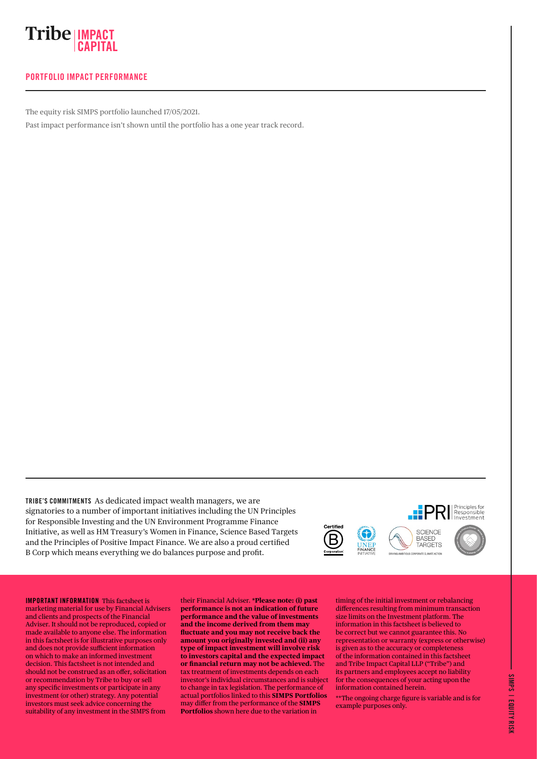Tribe | IMPACT CAPITAL

## PORTFOLIO IMPACT PERFORMANCE

The equity risk SIMPS portfolio launched 17/05/2021.

Past impact performance isn't shown until the portfolio has a one year track record.

**TRIBE'S COMMITMENTS** As dedicated impact wealth managers, we are signatories to a number of important initiatives including the UN Principles for Responsible Investing and the UN Environment Programme Finance Initiative, as well as HM Treasury's Women in Finance, Science Based Targets and the Principles of Positive Impact Finance. We are also a proud certified B Corp which means everything we do balances purpose and profit.

**IMPORTANT INFORMATION** This factsheet is marketing material for use by Financial Advisers and clients and prospects of the Financial Adviser. It should not be reproduced, copied or made available to anyone else. The information in this factsheet is for illustrative purposes only and does not provide sufficient information on which to make an informed investment decision. This factsheet is not intended and should not be construed as an offer, solicitation or recommendation by Tribe to buy or sell any specific investments or participate in any investment (or other) strategy. Any potential investors must seek advice concerning the suitability of any investment in the SIMPS from their Financial Adviser. ***Please note: (i) past performance is not an indication of future performance and the value of investments and the income derived from them may fluctuate and you may not receive back the amount you originally invested and (ii) any type of impact investment will involve risk to investors capital and the expected impact or financial return may not be achieved.** The tax treatment of investments depends on each investor's individual circumstances and is subject to change in tax legislation. The performance of actual portfolios linked to this **SIMPS Portfolios** may differ from the performance of the **SIMPS Portfolios** shown here due to the variation in timing of the initial investment or rebalancing differences resulting from minimum transaction size limits on the Investment platform. The information in this factsheet is believed to be correct but we cannot guarantee this. No representation or warranty (express or otherwise) is given as to the accuracy or completeness of the information contained in this factsheet and Tribe Impact Capital LLP ("Tribe") and its partners and employees accept no liability for the consequences of your acting upon the information contained herein.

**The ongoing charge figure is variable and is for example purposes only.